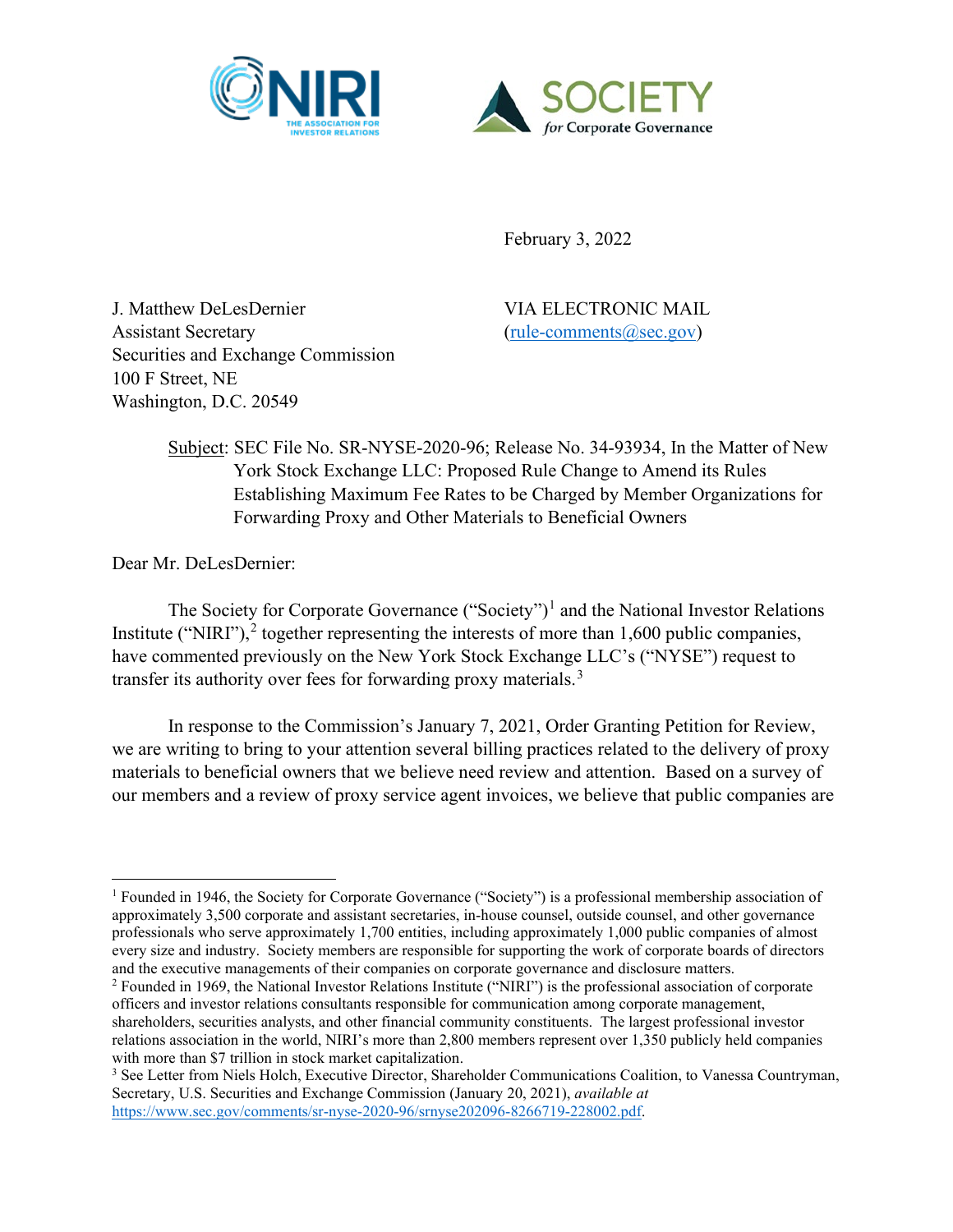NIRI THE ASSOCIATION FOR INVESTOR RELATIONS

SOCIETY *for* Corporate Governance

February 3, 2022

J. Matthew DeLesDernier
Assistant Secretary
Securities and Exchange Commission
100 F Street, NE
Washington, D.C. 20549

VIA ELECTRONIC MAIL
(rule-comments@sec.gov)

Subject: SEC File No. SR-NYSE-2020-96; Release No. 34-93934, In the Matter of New York Stock Exchange LLC: Proposed Rule Change to Amend its Rules Establishing Maximum Fee Rates to be Charged by Member Organizations for Forwarding Proxy and Other Materials to Beneficial Owners

Dear Mr. DeLesDernier:

The Society for Corporate Governance ("Society")[1] and the National Investor Relations Institute ("NIRI"),[2] together representing the interests of more than 1,600 public companies, have commented previously on the New York Stock Exchange LLC's ("NYSE") request to transfer its authority over fees for forwarding proxy materials.[3]

In response to the Commission's January 7, 2021, Order Granting Petition for Review, we are writing to bring to your attention several billing practices related to the delivery of proxy materials to beneficial owners that we believe need review and attention. Based on a survey of our members and a review of proxy service agent invoices, we believe that public companies are

---

[1] Founded in 1946, the Society for Corporate Governance ("Society") is a professional membership association of approximately 3,500 corporate and assistant secretaries, in-house counsel, outside counsel, and other governance professionals who serve approximately 1,700 entities, including approximately 1,000 public companies of almost every size and industry. Society members are responsible for supporting the work of corporate boards of directors and the executive managements of their companies on corporate governance and disclosure matters.

[2] Founded in 1969, the National Investor Relations Institute ("NIRI") is the professional association of corporate officers and investor relations consultants responsible for communication among corporate management, shareholders, securities analysts, and other financial community constituents. The largest professional investor relations association in the world, NIRI's more than 2,800 members represent over 1,350 publicly held companies with more than $7 trillion in stock market capitalization.

[3] See Letter from Niels Holch, Executive Director, Shareholder Communications Coalition, to Vanessa Countryman, Secretary, U.S. Securities and Exchange Commission (January 20, 2021), *available at* https://www.sec.gov/comments/sr-nyse-2020-96/srnyse202096-8266719-228002.pdf.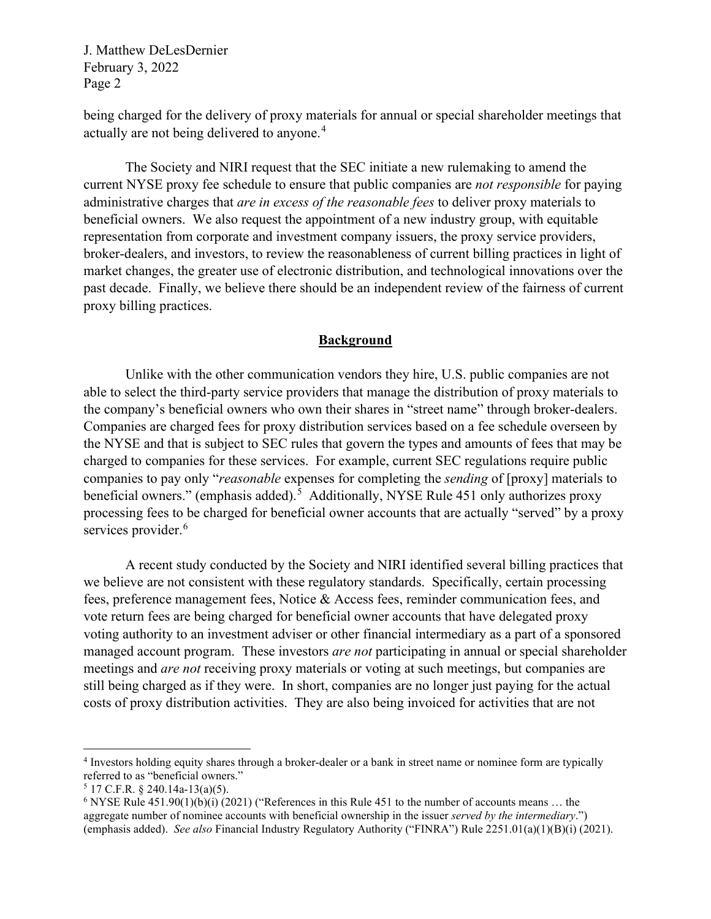being charged for the delivery of proxy materials for annual or special shareholder meetings that actually are not being delivered to anyone.[4]

The Society and NIRI request that the SEC initiate a new rulemaking to amend the current NYSE proxy fee schedule to ensure that public companies are *not responsible* for paying administrative charges that *are in excess of the reasonable fees* to deliver proxy materials to beneficial owners. We also request the appointment of a new industry group, with equitable representation from corporate and investment company issuers, the proxy service providers, broker-dealers, and investors, to review the reasonableness of current billing practices in light of market changes, the greater use of electronic distribution, and technological innovations over the past decade. Finally, we believe there should be an independent review of the fairness of current proxy billing practices.

## **<u>Background</u>**

Unlike with the other communication vendors they hire, U.S. public companies are not able to select the third-party service providers that manage the distribution of proxy materials to the company's beneficial owners who own their shares in "street name" through broker-dealers. Companies are charged fees for proxy distribution services based on a fee schedule overseen by the NYSE and that is subject to SEC rules that govern the types and amounts of fees that may be charged to companies for these services. For example, current SEC regulations require public companies to pay only "*reasonable* expenses for completing the *sending* of [proxy] materials to beneficial owners." (emphasis added).[5] Additionally, NYSE Rule 451 only authorizes proxy processing fees to be charged for beneficial owner accounts that are actually "served" by a proxy services provider.[6]

A recent study conducted by the Society and NIRI identified several billing practices that we believe are not consistent with these regulatory standards. Specifically, certain processing fees, preference management fees, Notice & Access fees, reminder communication fees, and vote return fees are being charged for beneficial owner accounts that have delegated proxy voting authority to an investment adviser or other financial intermediary as a part of a sponsored managed account program. These investors *are not* participating in annual or special shareholder meetings and *are not* receiving proxy materials or voting at such meetings, but companies are still being charged as if they were. In short, companies are no longer just paying for the actual costs of proxy distribution activities. They are also being invoiced for activities that are not

---

[4] Investors holding equity shares through a broker-dealer or a bank in street name or nominee form are typically referred to as "beneficial owners."

[5] 17 C.F.R. § 240.14a-13(a)(5).

[6] NYSE Rule 451.90(1)(b)(i) (2021) ("References in this Rule 451 to the number of accounts means … the aggregate number of nominee accounts with beneficial ownership in the issuer *served by the intermediary*.") (emphasis added). *See also* Financial Industry Regulatory Authority ("FINRA") Rule 2251.01(a)(1)(B)(i) (2021).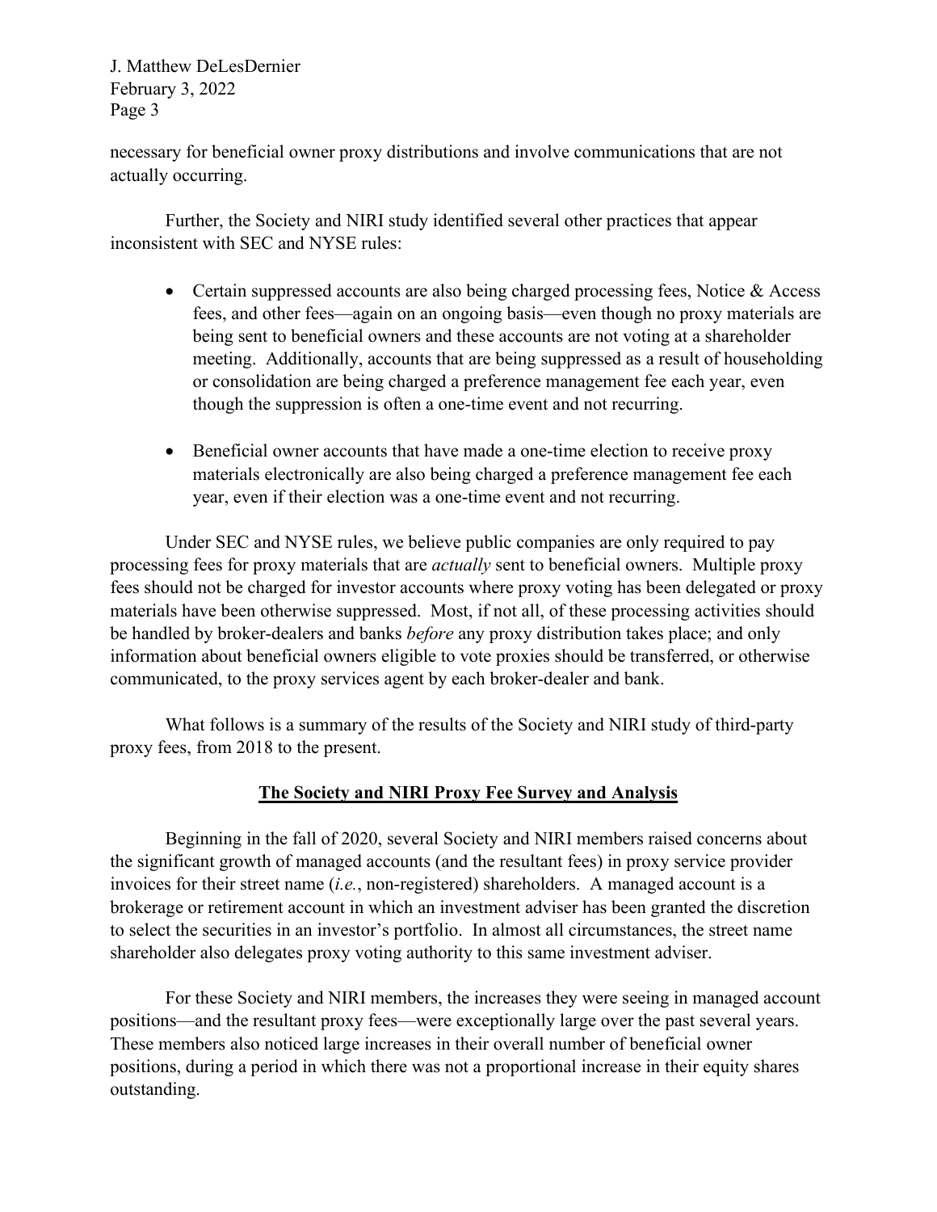necessary for beneficial owner proxy distributions and involve communications that are not actually occurring.

Further, the Society and NIRI study identified several other practices that appear inconsistent with SEC and NYSE rules:

- Certain suppressed accounts are also being charged processing fees, Notice & Access fees, and other fees—again on an ongoing basis—even though no proxy materials are being sent to beneficial owners and these accounts are not voting at a shareholder meeting. Additionally, accounts that are being suppressed as a result of householding or consolidation are being charged a preference management fee each year, even though the suppression is often a one-time event and not recurring.

- Beneficial owner accounts that have made a one-time election to receive proxy materials electronically are also being charged a preference management fee each year, even if their election was a one-time event and not recurring.

Under SEC and NYSE rules, we believe public companies are only required to pay processing fees for proxy materials that are *actually* sent to beneficial owners. Multiple proxy fees should not be charged for investor accounts where proxy voting has been delegated or proxy materials have been otherwise suppressed. Most, if not all, of these processing activities should be handled by broker-dealers and banks *before* any proxy distribution takes place; and only information about beneficial owners eligible to vote proxies should be transferred, or otherwise communicated, to the proxy services agent by each broker-dealer and bank.

What follows is a summary of the results of the Society and NIRI study of third-party proxy fees, from 2018 to the present.

## **The Society and NIRI Proxy Fee Survey and Analysis**

Beginning in the fall of 2020, several Society and NIRI members raised concerns about the significant growth of managed accounts (and the resultant fees) in proxy service provider invoices for their street name (*i.e.*, non-registered) shareholders. A managed account is a brokerage or retirement account in which an investment adviser has been granted the discretion to select the securities in an investor's portfolio. In almost all circumstances, the street name shareholder also delegates proxy voting authority to this same investment adviser.

For these Society and NIRI members, the increases they were seeing in managed account positions—and the resultant proxy fees—were exceptionally large over the past several years. These members also noticed large increases in their overall number of beneficial owner positions, during a period in which there was not a proportional increase in their equity shares outstanding.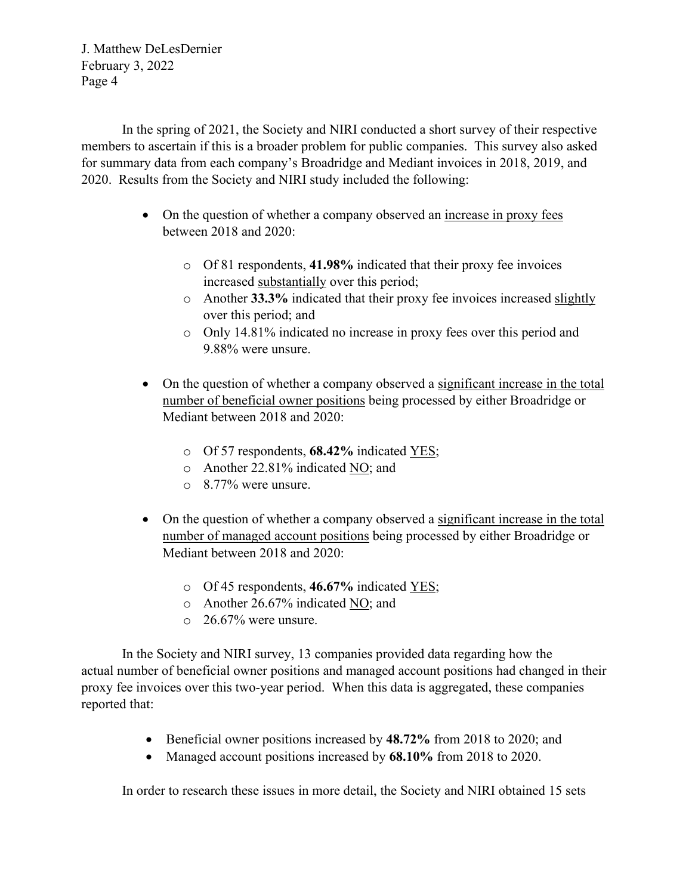In the spring of 2021, the Society and NIRI conducted a short survey of their respective members to ascertain if this is a broader problem for public companies. This survey also asked for summary data from each company's Broadridge and Mediant invoices in 2018, 2019, and 2020. Results from the Society and NIRI study included the following:

- On the question of whether a company observed an <u>increase in proxy fees</u> between 2018 and 2020:
  - Of 81 respondents, **41.98%** indicated that their proxy fee invoices increased <u>substantially</u> over this period;
  - Another **33.3%** indicated that their proxy fee invoices increased <u>slightly</u> over this period; and
  - Only 14.81% indicated no increase in proxy fees over this period and 9.88% were unsure.

- On the question of whether a company observed a <u>significant increase in the total number of beneficial owner positions</u> being processed by either Broadridge or Mediant between 2018 and 2020:
  - Of 57 respondents, **68.42%** indicated <u>YES</u>;
  - Another 22.81% indicated <u>NO</u>; and
  - 8.77% were unsure.

- On the question of whether a company observed a <u>significant increase in the total number of managed account positions</u> being processed by either Broadridge or Mediant between 2018 and 2020:
  - Of 45 respondents, **46.67%** indicated <u>YES</u>;
  - Another 26.67% indicated <u>NO</u>; and
  - 26.67% were unsure.

In the Society and NIRI survey, 13 companies provided data regarding how the actual number of beneficial owner positions and managed account positions had changed in their proxy fee invoices over this two-year period. When this data is aggregated, these companies reported that:

- Beneficial owner positions increased by **48.72%** from 2018 to 2020; and
- Managed account positions increased by **68.10%** from 2018 to 2020.

In order to research these issues in more detail, the Society and NIRI obtained 15 sets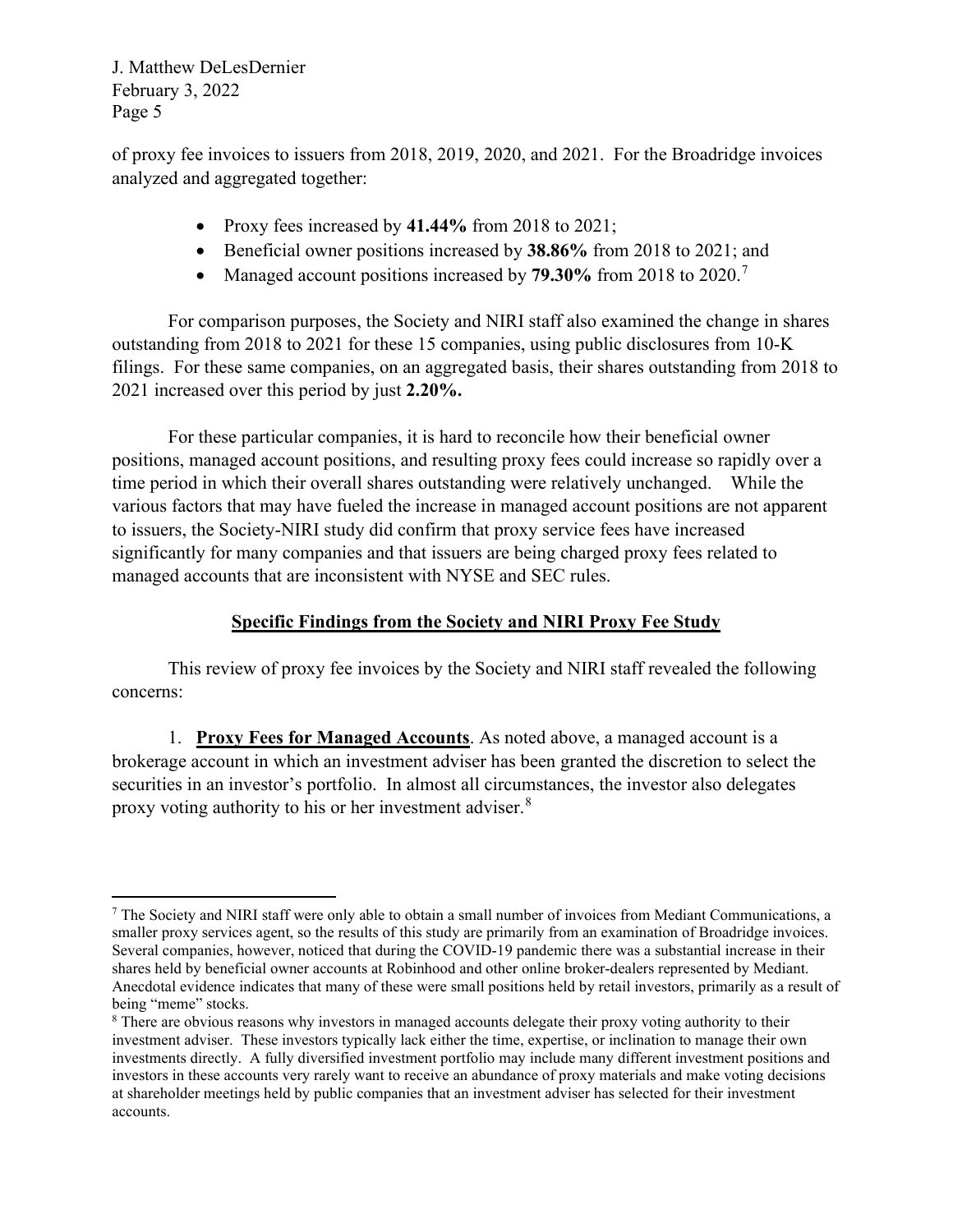of proxy fee invoices to issuers from 2018, 2019, 2020, and 2021. For the Broadridge invoices analyzed and aggregated together:

- Proxy fees increased by **41.44%** from 2018 to 2021;
- Beneficial owner positions increased by **38.86%** from 2018 to 2021; and
- Managed account positions increased by **79.30%** from 2018 to 2020.[7]

For comparison purposes, the Society and NIRI staff also examined the change in shares outstanding from 2018 to 2021 for these 15 companies, using public disclosures from 10-K filings. For these same companies, on an aggregated basis, their shares outstanding from 2018 to 2021 increased over this period by just **2.20%.**

For these particular companies, it is hard to reconcile how their beneficial owner positions, managed account positions, and resulting proxy fees could increase so rapidly over a time period in which their overall shares outstanding were relatively unchanged. While the various factors that may have fueled the increase in managed account positions are not apparent to issuers, the Society-NIRI study did confirm that proxy service fees have increased significantly for many companies and that issuers are being charged proxy fees related to managed accounts that are inconsistent with NYSE and SEC rules.

## Specific Findings from the Society and NIRI Proxy Fee Study

This review of proxy fee invoices by the Society and NIRI staff revealed the following concerns:

1. **Proxy Fees for Managed Accounts**. As noted above, a managed account is a brokerage account in which an investment adviser has been granted the discretion to select the securities in an investor's portfolio. In almost all circumstances, the investor also delegates proxy voting authority to his or her investment adviser.[8]

---

[7] The Society and NIRI staff were only able to obtain a small number of invoices from Mediant Communications, a smaller proxy services agent, so the results of this study are primarily from an examination of Broadridge invoices. Several companies, however, noticed that during the COVID-19 pandemic there was a substantial increase in their shares held by beneficial owner accounts at Robinhood and other online broker-dealers represented by Mediant. Anecdotal evidence indicates that many of these were small positions held by retail investors, primarily as a result of being "meme" stocks.

[8] There are obvious reasons why investors in managed accounts delegate their proxy voting authority to their investment adviser. These investors typically lack either the time, expertise, or inclination to manage their own investments directly. A fully diversified investment portfolio may include many different investment positions and investors in these accounts very rarely want to receive an abundance of proxy materials and make voting decisions at shareholder meetings held by public companies that an investment adviser has selected for their investment accounts.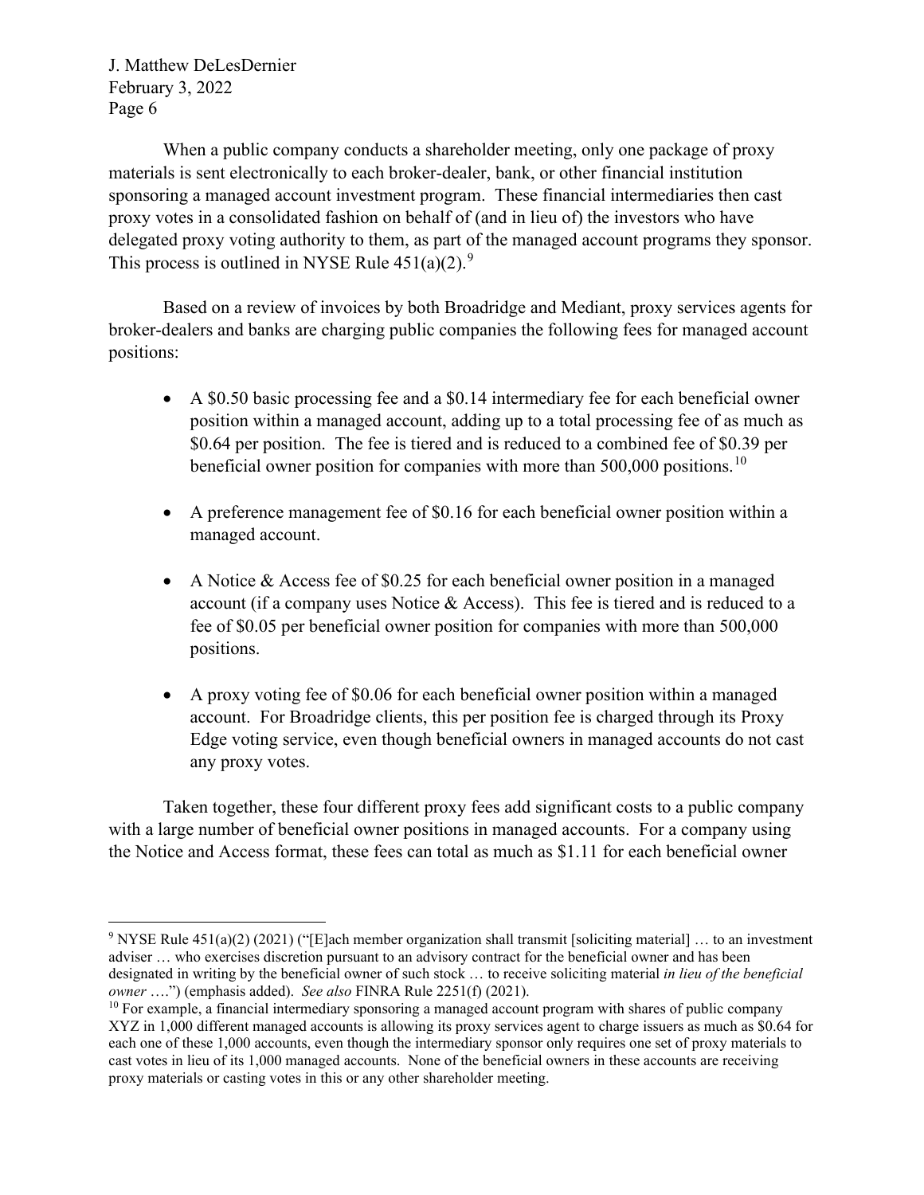When a public company conducts a shareholder meeting, only one package of proxy materials is sent electronically to each broker-dealer, bank, or other financial institution sponsoring a managed account investment program. These financial intermediaries then cast proxy votes in a consolidated fashion on behalf of (and in lieu of) the investors who have delegated proxy voting authority to them, as part of the managed account programs they sponsor. This process is outlined in NYSE Rule 451(a)(2).[9]

Based on a review of invoices by both Broadridge and Mediant, proxy services agents for broker-dealers and banks are charging public companies the following fees for managed account positions:

- A $0.50 basic processing fee and a $0.14 intermediary fee for each beneficial owner position within a managed account, adding up to a total processing fee of as much as $0.64 per position. The fee is tiered and is reduced to a combined fee of $0.39 per beneficial owner position for companies with more than 500,000 positions.[10]

- A preference management fee of $0.16 for each beneficial owner position within a managed account.

- A Notice & Access fee of $0.25 for each beneficial owner position in a managed account (if a company uses Notice & Access). This fee is tiered and is reduced to a fee of $0.05 per beneficial owner position for companies with more than 500,000 positions.

- A proxy voting fee of $0.06 for each beneficial owner position within a managed account. For Broadridge clients, this per position fee is charged through its Proxy Edge voting service, even though beneficial owners in managed accounts do not cast any proxy votes.

Taken together, these four different proxy fees add significant costs to a public company with a large number of beneficial owner positions in managed accounts. For a company using the Notice and Access format, these fees can total as much as $1.11 for each beneficial owner

---

[9] NYSE Rule 451(a)(2) (2021) ("[E]ach member organization shall transmit [soliciting material] … to an investment adviser … who exercises discretion pursuant to an advisory contract for the beneficial owner and has been designated in writing by the beneficial owner of such stock … to receive soliciting material *in lieu of the beneficial owner* ….") (emphasis added). *See also* FINRA Rule 2251(f) (2021).

[10] For example, a financial intermediary sponsoring a managed account program with shares of public company XYZ in 1,000 different managed accounts is allowing its proxy services agent to charge issuers as much as $0.64 for each one of these 1,000 accounts, even though the intermediary sponsor only requires one set of proxy materials to cast votes in lieu of its 1,000 managed accounts. None of the beneficial owners in these accounts are receiving proxy materials or casting votes in this or any other shareholder meeting.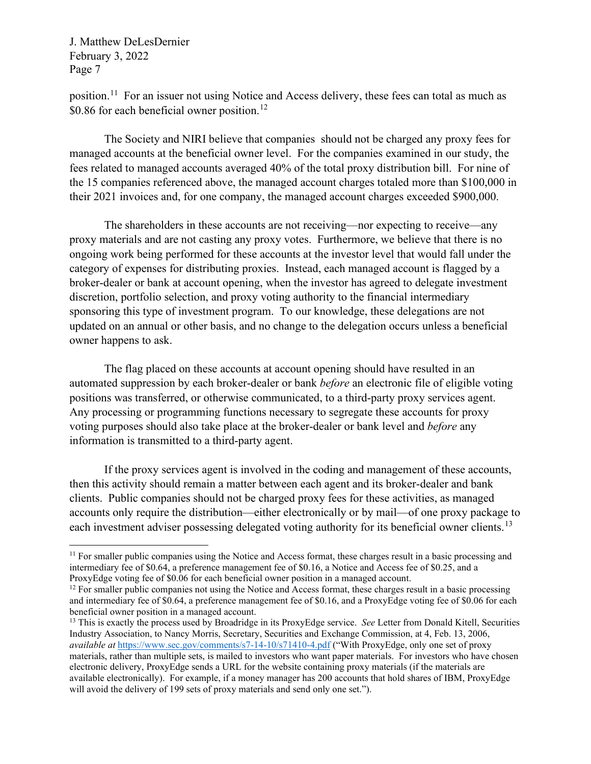position.[11] For an issuer not using Notice and Access delivery, these fees can total as much as $0.86 for each beneficial owner position.[12]

The Society and NIRI believe that companies should not be charged any proxy fees for managed accounts at the beneficial owner level. For the companies examined in our study, the fees related to managed accounts averaged 40% of the total proxy distribution bill. For nine of the 15 companies referenced above, the managed account charges totaled more than $100,000 in their 2021 invoices and, for one company, the managed account charges exceeded $900,000.

The shareholders in these accounts are not receiving—nor expecting to receive—any proxy materials and are not casting any proxy votes. Furthermore, we believe that there is no ongoing work being performed for these accounts at the investor level that would fall under the category of expenses for distributing proxies. Instead, each managed account is flagged by a broker-dealer or bank at account opening, when the investor has agreed to delegate investment discretion, portfolio selection, and proxy voting authority to the financial intermediary sponsoring this type of investment program. To our knowledge, these delegations are not updated on an annual or other basis, and no change to the delegation occurs unless a beneficial owner happens to ask.

The flag placed on these accounts at account opening should have resulted in an automated suppression by each broker-dealer or bank *before* an electronic file of eligible voting positions was transferred, or otherwise communicated, to a third-party proxy services agent. Any processing or programming functions necessary to segregate these accounts for proxy voting purposes should also take place at the broker-dealer or bank level and *before* any information is transmitted to a third-party agent.

If the proxy services agent is involved in the coding and management of these accounts, then this activity should remain a matter between each agent and its broker-dealer and bank clients. Public companies should not be charged proxy fees for these activities, as managed accounts only require the distribution—either electronically or by mail—of one proxy package to each investment adviser possessing delegated voting authority for its beneficial owner clients.[13]

---

[11] For smaller public companies using the Notice and Access format, these charges result in a basic processing and intermediary fee of $0.64, a preference management fee of $0.16, a Notice and Access fee of $0.25, and a ProxyEdge voting fee of $0.06 for each beneficial owner position in a managed account.

[12] For smaller public companies not using the Notice and Access format, these charges result in a basic processing and intermediary fee of $0.64, a preference management fee of $0.16, and a ProxyEdge voting fee of $0.06 for each beneficial owner position in a managed account.

[13] This is exactly the process used by Broadridge in its ProxyEdge service. *See* Letter from Donald Kitell, Securities Industry Association, to Nancy Morris, Secretary, Securities and Exchange Commission, at 4, Feb. 13, 2006, *available at* https://www.sec.gov/comments/s7-14-10/s71410-4.pdf ("With ProxyEdge, only one set of proxy materials, rather than multiple sets, is mailed to investors who want paper materials. For investors who have chosen electronic delivery, ProxyEdge sends a URL for the website containing proxy materials (if the materials are available electronically). For example, if a money manager has 200 accounts that hold shares of IBM, ProxyEdge will avoid the delivery of 199 sets of proxy materials and send only one set.").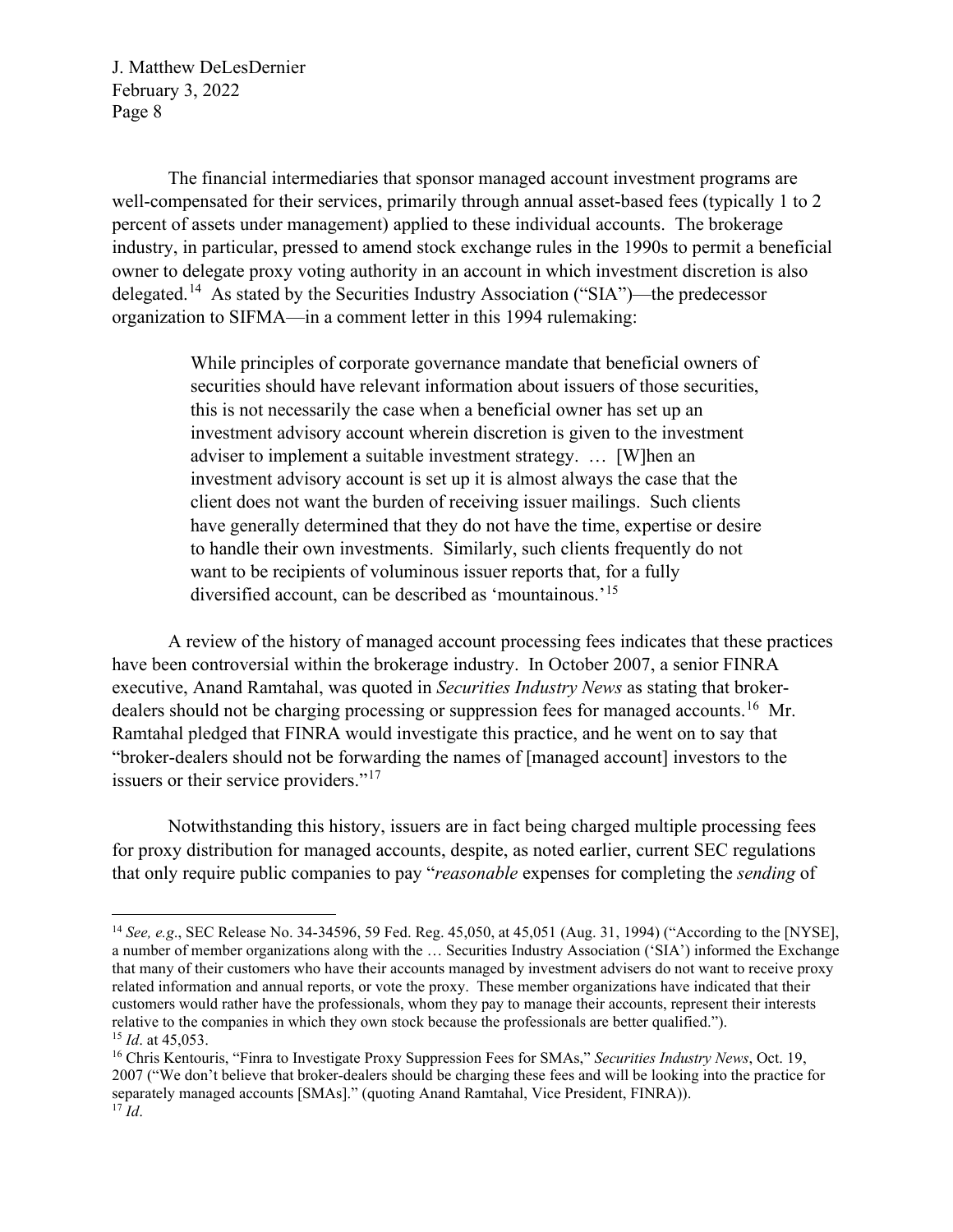The financial intermediaries that sponsor managed account investment programs are well-compensated for their services, primarily through annual asset-based fees (typically 1 to 2 percent of assets under management) applied to these individual accounts. The brokerage industry, in particular, pressed to amend stock exchange rules in the 1990s to permit a beneficial owner to delegate proxy voting authority in an account in which investment discretion is also delegated.[14] As stated by the Securities Industry Association ("SIA")—the predecessor organization to SIFMA—in a comment letter in this 1994 rulemaking:

> While principles of corporate governance mandate that beneficial owners of securities should have relevant information about issuers of those securities, this is not necessarily the case when a beneficial owner has set up an investment advisory account wherein discretion is given to the investment adviser to implement a suitable investment strategy. … [W]hen an investment advisory account is set up it is almost always the case that the client does not want the burden of receiving issuer mailings. Such clients have generally determined that they do not have the time, expertise or desire to handle their own investments. Similarly, such clients frequently do not want to be recipients of voluminous issuer reports that, for a fully diversified account, can be described as 'mountainous.'[15]

A review of the history of managed account processing fees indicates that these practices have been controversial within the brokerage industry. In October 2007, a senior FINRA executive, Anand Ramtahal, was quoted in *Securities Industry News* as stating that broker-dealers should not be charging processing or suppression fees for managed accounts.[16] Mr. Ramtahal pledged that FINRA would investigate this practice, and he went on to say that "broker-dealers should not be forwarding the names of [managed account] investors to the issuers or their service providers."[17]

Notwithstanding this history, issuers are in fact being charged multiple processing fees for proxy distribution for managed accounts, despite, as noted earlier, current SEC regulations that only require public companies to pay "*reasonable* expenses for completing the *sending* of

---

[14] *See, e.g.*, SEC Release No. 34-34596, 59 Fed. Reg. 45,050, at 45,051 (Aug. 31, 1994) ("According to the [NYSE], a number of member organizations along with the … Securities Industry Association ('SIA') informed the Exchange that many of their customers who have their accounts managed by investment advisers do not want to receive proxy related information and annual reports, or vote the proxy. These member organizations have indicated that their customers would rather have the professionals, whom they pay to manage their accounts, represent their interests relative to the companies in which they own stock because the professionals are better qualified.").

[15] *Id*. at 45,053.

[16] Chris Kentouris, "Finra to Investigate Proxy Suppression Fees for SMAs," *Securities Industry News*, Oct. 19, 2007 ("We don't believe that broker-dealers should be charging these fees and will be looking into the practice for separately managed accounts [SMAs]." (quoting Anand Ramtahal, Vice President, FINRA)).

[17] *Id*.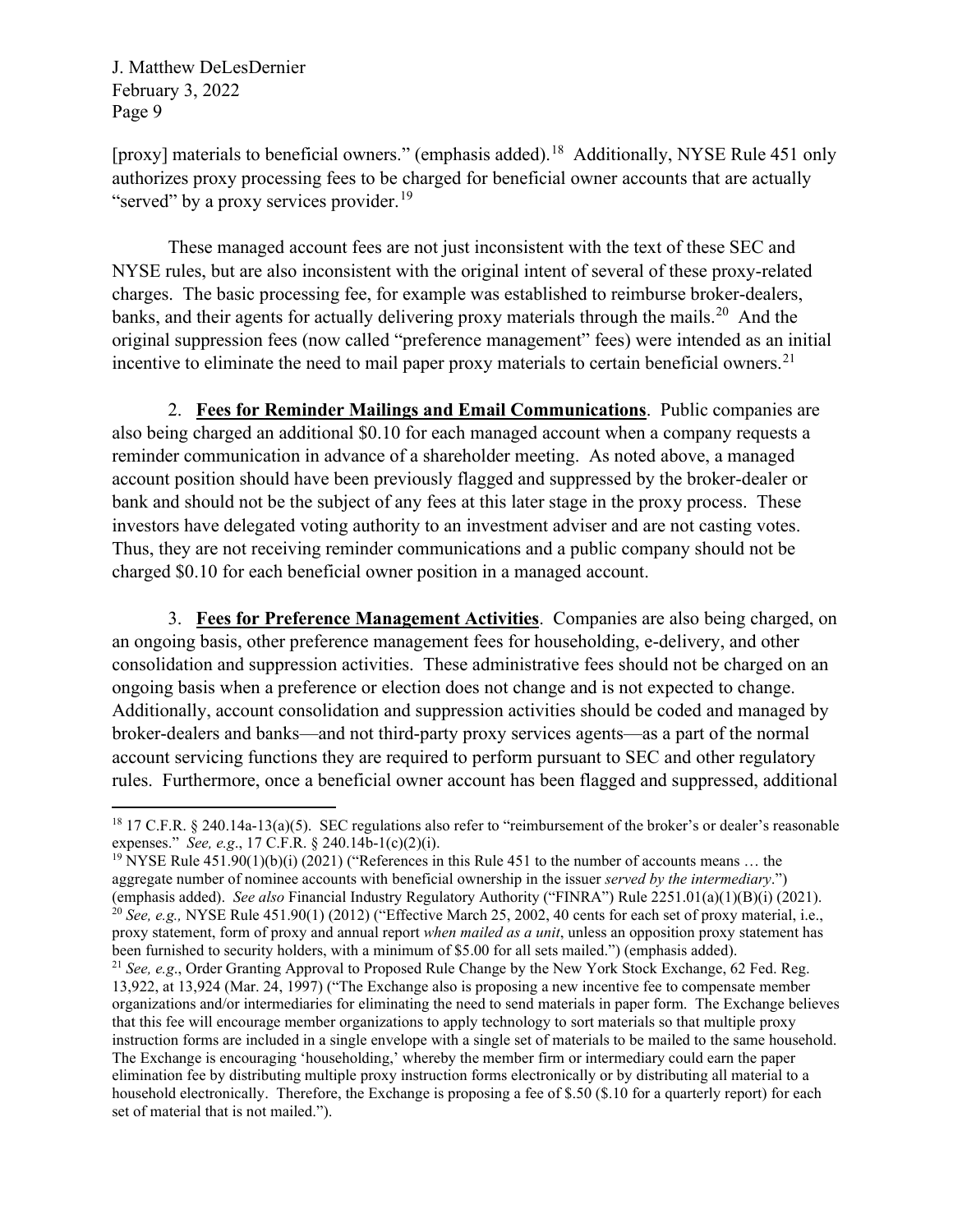[proxy] materials to beneficial owners." (emphasis added).[18] Additionally, NYSE Rule 451 only authorizes proxy processing fees to be charged for beneficial owner accounts that are actually "served" by a proxy services provider.[19]

These managed account fees are not just inconsistent with the text of these SEC and NYSE rules, but are also inconsistent with the original intent of several of these proxy-related charges. The basic processing fee, for example was established to reimburse broker-dealers, banks, and their agents for actually delivering proxy materials through the mails.[20] And the original suppression fees (now called "preference management" fees) were intended as an initial incentive to eliminate the need to mail paper proxy materials to certain beneficial owners.[21]

2. **Fees for Reminder Mailings and Email Communications**. Public companies are also being charged an additional $0.10 for each managed account when a company requests a reminder communication in advance of a shareholder meeting. As noted above, a managed account position should have been previously flagged and suppressed by the broker-dealer or bank and should not be the subject of any fees at this later stage in the proxy process. These investors have delegated voting authority to an investment adviser and are not casting votes. Thus, they are not receiving reminder communications and a public company should not be charged $0.10 for each beneficial owner position in a managed account.

3. **Fees for Preference Management Activities**. Companies are also being charged, on an ongoing basis, other preference management fees for householding, e-delivery, and other consolidation and suppression activities. These administrative fees should not be charged on an ongoing basis when a preference or election does not change and is not expected to change. Additionally, account consolidation and suppression activities should be coded and managed by broker-dealers and banks—and not third-party proxy services agents—as a part of the normal account servicing functions they are required to perform pursuant to SEC and other regulatory rules. Furthermore, once a beneficial owner account has been flagged and suppressed, additional

---

[18] 17 C.F.R. § 240.14a-13(a)(5). SEC regulations also refer to "reimbursement of the broker's or dealer's reasonable expenses." *See, e.g*., 17 C.F.R. § 240.14b-1(c)(2)(i).

[19] NYSE Rule 451.90(1)(b)(i) (2021) ("References in this Rule 451 to the number of accounts means … the aggregate number of nominee accounts with beneficial ownership in the issuer *served by the intermediary*.") (emphasis added). *See also* Financial Industry Regulatory Authority ("FINRA") Rule 2251.01(a)(1)(B)(i) (2021).

[20] *See, e.g.,* NYSE Rule 451.90(1) (2012) ("Effective March 25, 2002, 40 cents for each set of proxy material, i.e., proxy statement, form of proxy and annual report *when mailed as a unit*, unless an opposition proxy statement has been furnished to security holders, with a minimum of $5.00 for all sets mailed.") (emphasis added).

[21] *See, e.g*., Order Granting Approval to Proposed Rule Change by the New York Stock Exchange, 62 Fed. Reg. 13,922, at 13,924 (Mar. 24, 1997) ("The Exchange also is proposing a new incentive fee to compensate member organizations and/or intermediaries for eliminating the need to send materials in paper form. The Exchange believes that this fee will encourage member organizations to apply technology to sort materials so that multiple proxy instruction forms are included in a single envelope with a single set of materials to be mailed to the same household. The Exchange is encouraging 'householding,' whereby the member firm or intermediary could earn the paper elimination fee by distributing multiple proxy instruction forms electronically or by distributing all material to a household electronically. Therefore, the Exchange is proposing a fee of $.50 ($.10 for a quarterly report) for each set of material that is not mailed.").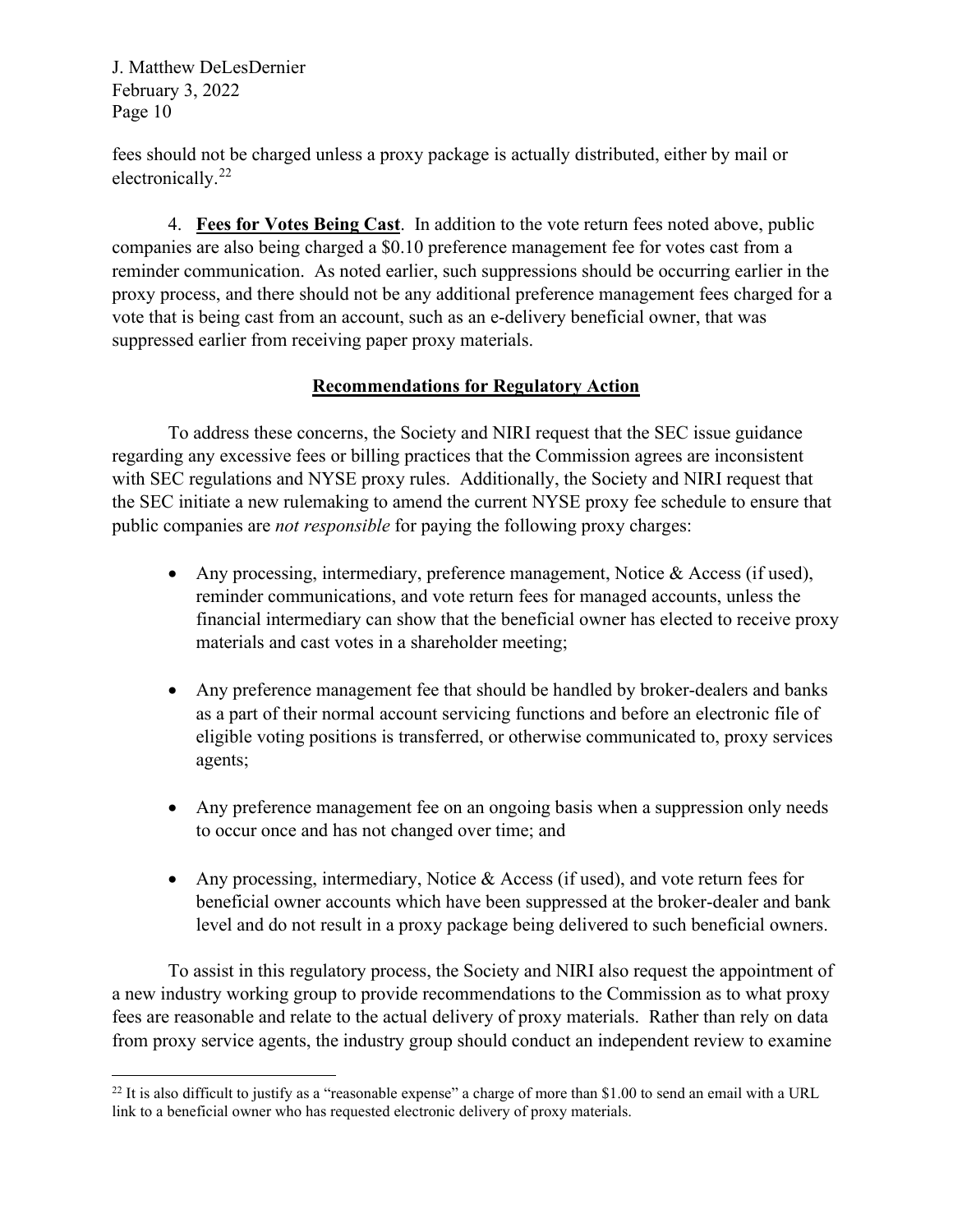fees should not be charged unless a proxy package is actually distributed, either by mail or electronically.[22]

4. **Fees for Votes Being Cast**. In addition to the vote return fees noted above, public companies are also being charged a $0.10 preference management fee for votes cast from a reminder communication. As noted earlier, such suppressions should be occurring earlier in the proxy process, and there should not be any additional preference management fees charged for a vote that is being cast from an account, such as an e-delivery beneficial owner, that was suppressed earlier from receiving paper proxy materials.

## Recommendations for Regulatory Action

To address these concerns, the Society and NIRI request that the SEC issue guidance regarding any excessive fees or billing practices that the Commission agrees are inconsistent with SEC regulations and NYSE proxy rules. Additionally, the Society and NIRI request that the SEC initiate a new rulemaking to amend the current NYSE proxy fee schedule to ensure that public companies are *not responsible* for paying the following proxy charges:

- Any processing, intermediary, preference management, Notice & Access (if used), reminder communications, and vote return fees for managed accounts, unless the financial intermediary can show that the beneficial owner has elected to receive proxy materials and cast votes in a shareholder meeting;
- Any preference management fee that should be handled by broker-dealers and banks as a part of their normal account servicing functions and before an electronic file of eligible voting positions is transferred, or otherwise communicated to, proxy services agents;
- Any preference management fee on an ongoing basis when a suppression only needs to occur once and has not changed over time; and
- Any processing, intermediary, Notice & Access (if used), and vote return fees for beneficial owner accounts which have been suppressed at the broker-dealer and bank level and do not result in a proxy package being delivered to such beneficial owners.

To assist in this regulatory process, the Society and NIRI also request the appointment of a new industry working group to provide recommendations to the Commission as to what proxy fees are reasonable and relate to the actual delivery of proxy materials. Rather than rely on data from proxy service agents, the industry group should conduct an independent review to examine

[22] It is also difficult to justify as a "reasonable expense" a charge of more than $1.00 to send an email with a URL link to a beneficial owner who has requested electronic delivery of proxy materials.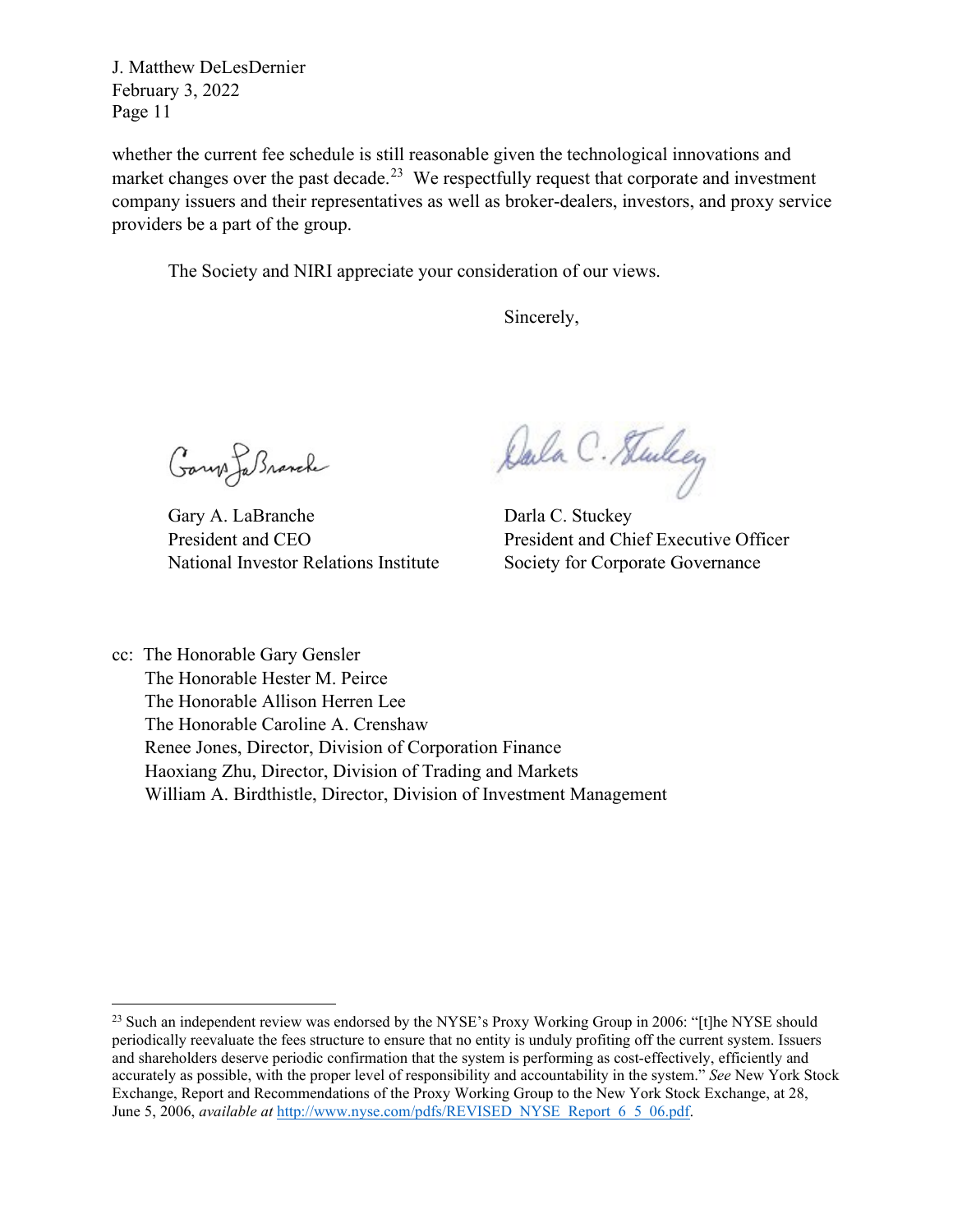whether the current fee schedule is still reasonable given the technological innovations and market changes over the past decade.[23] We respectfully request that corporate and investment company issuers and their representatives as well as broker-dealers, investors, and proxy service providers be a part of the group.

The Society and NIRI appreciate your consideration of our views.

Sincerely,

Gary A. LaBranche
President and CEO
National Investor Relations Institute

Darla C. Stuckey
President and Chief Executive Officer
Society for Corporate Governance

cc: The Honorable Gary Gensler
The Honorable Hester M. Peirce
The Honorable Allison Herren Lee
The Honorable Caroline A. Crenshaw
Renee Jones, Director, Division of Corporation Finance
Haoxiang Zhu, Director, Division of Trading and Markets
William A. Birdthistle, Director, Division of Investment Management

---

[23] Such an independent review was endorsed by the NYSE's Proxy Working Group in 2006: "[t]he NYSE should periodically reevaluate the fees structure to ensure that no entity is unduly profiting off the current system. Issuers and shareholders deserve periodic confirmation that the system is performing as cost-effectively, efficiently and accurately as possible, with the proper level of responsibility and accountability in the system." *See* New York Stock Exchange, Report and Recommendations of the Proxy Working Group to the New York Stock Exchange, at 28, June 5, 2006, *available at* http://www.nyse.com/pdfs/REVISED_NYSE_Report_6_5_06.pdf.